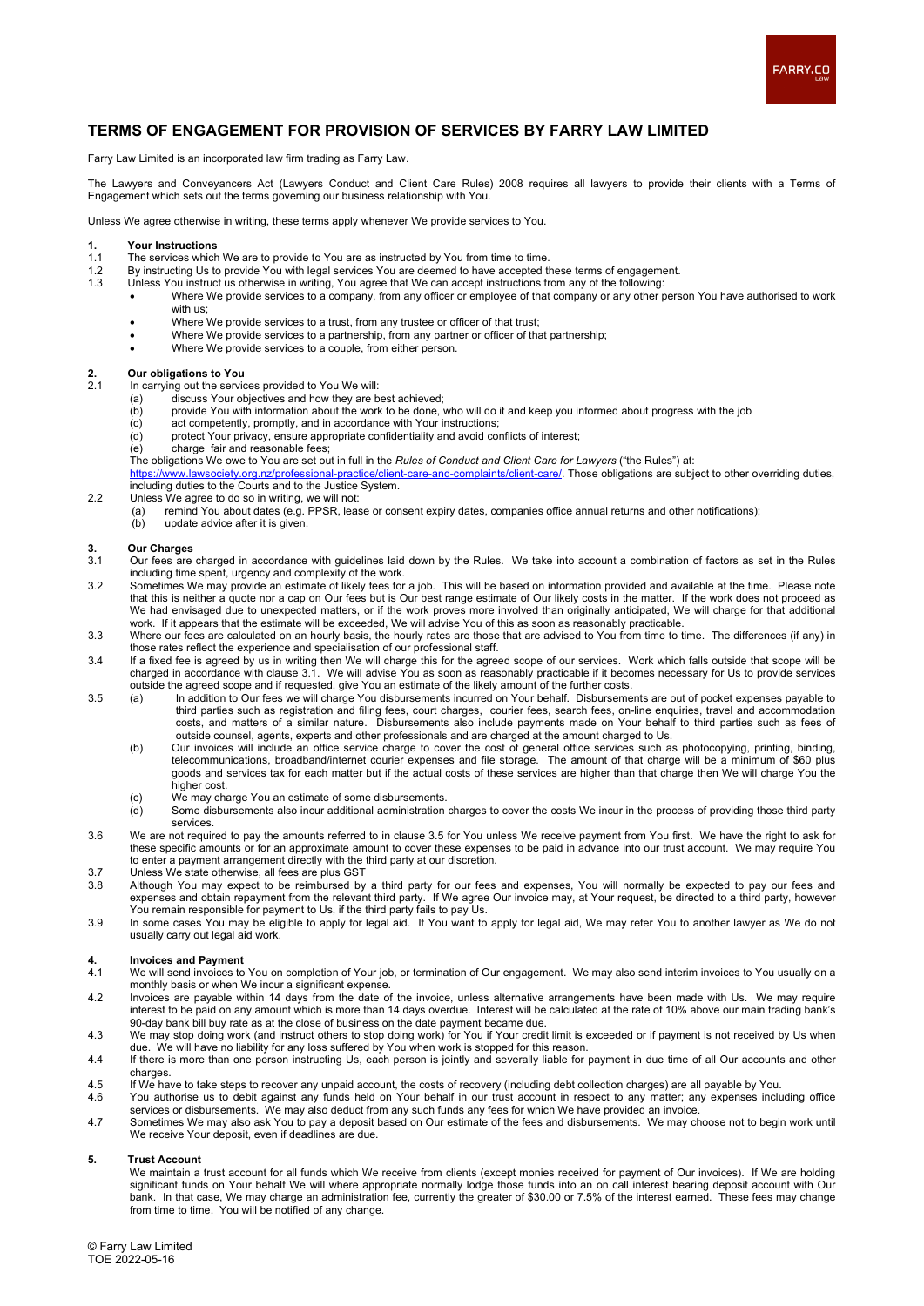# TERMS OF ENGAGEMENT FOR PROVISION OF SERVICES BY FARRY LAW LIMITED

Farry Law Limited is an incorporated law firm trading as Farry Law.

The Lawyers and Conveyancers Act (Lawyers Conduct and Client Care Rules) 2008 requires all lawyers to provide their clients with a Terms of Engagement which sets out the terms governing our business relationship with You.

Unless We agree otherwise in writing, these terms apply whenever We provide services to You.

## 1. Your Instructions

1.1 The services which We are to provide to You are as instructed by You from time to time.

1.2 By instructing Us to provide You with legal services You are deemed to have accepted these terms of engagement.

1.3 Unless You instruct us otherwise in writing, You agree that We can accept instructions from any of the following:

- Where We provide services to a company, from any officer or employee of that company or any other person You have authorised to work with us;
- Where We provide services to a trust, from any trustee or officer of that trust;
- Where We provide services to a partnership, from any partner or officer of that partnership;
- Where We provide services to a couple, from either person.

## 2. Our obligations to You

2.1 In carrying out the services provided to You We will:

(a) discuss Your objectives and how they are best achieved;
(b) provide You with information about the work to be done, who will do it and keep you informed about progress with the job
(c) act competently, promptly, and in accordance with Your instructions;
(d) protect Your privacy, ensure appropriate confidentiality and avoid conflicts of interest;
(e) charge fair and reasonable fees;

The obligations We owe to You are set out in full in the *Rules of Conduct and Client Care for Lawyers* ("the Rules") at: https://www.lawsociety.org.nz/professional-practice/client-care-and-complaints/client-care/. Those obligations are subject to other overriding duties, including duties to the Courts and to the Justice System.

2.2 Unless We agree to do so in writing, we will not:

(a) remind You about dates (e.g. PPSR, lease or consent expiry dates, companies office annual returns and other notifications);
(b) update advice after it is given.

## 3. Our Charges

3.1 Our fees are charged in accordance with guidelines laid down by the Rules. We take into account a combination of factors as set in the Rules including time spent, urgency and complexity of the work.

3.2 Sometimes We may provide an estimate of likely fees for a job. This will be based on information provided and available at the time. Please note that this is neither a quote nor a cap on Our fees but is Our best range estimate of Our likely costs in the matter. If the work does not proceed as We had envisaged due to unexpected matters, or if the work proves more involved than originally anticipated, We will charge for that additional work. If it appears that the estimate will be exceeded, We will advise You of this as soon as reasonably practicable.

3.3 Where our fees are calculated on an hourly basis, the hourly rates are those that are advised to You from time to time. The differences (if any) in those rates reflect the experience and specialisation of our professional staff.

3.4 If a fixed fee is agreed by us in writing then We will charge this for the agreed scope of our services. Work which falls outside that scope will be charged in accordance with clause 3.1. We will advise You as soon as reasonably practicable if it becomes necessary for Us to provide services outside the agreed scope and if requested, give You an estimate of the likely amount of the further costs.

3.5 (a) In addition to Our fees we will charge You disbursements incurred on Your behalf. Disbursements are out of pocket expenses payable to third parties such as registration and filing fees, court charges, courier fees, search fees, on-line enquiries, travel and accommodation costs, and matters of a similar nature. Disbursements also include payments made on Your behalf to third parties such as fees of outside counsel, agents, experts and other professionals and are charged at the amount charged to Us.

(b) Our invoices will include an office service charge to cover the cost of general office services such as photocopying, printing, binding, telecommunications, broadband/internet courier expenses and file storage. The amount of that charge will be a minimum of $60 plus goods and services tax for each matter but if the actual costs of these services are higher than that charge then We will charge You the higher cost.

(c) We may charge You an estimate of some disbursements.

(d) Some disbursements also incur additional administration charges to cover the costs We incur in the process of providing those third party services.

3.6 We are not required to pay the amounts referred to in clause 3.5 for You unless We receive payment from You first. We have the right to ask for these specific amounts or for an approximate amount to cover these expenses to be paid in advance into our trust account. We may require You to enter a payment arrangement directly with the third party at our discretion.

3.7 Unless We state otherwise, all fees are plus GST

3.8 Although You may expect to be reimbursed by a third party for our fees and expenses, You will normally be expected to pay our fees and expenses and obtain repayment from the relevant third party. If We agree Our invoice may, at Your request, be directed to a third party, however You remain responsible for payment to Us, if the third party fails to pay Us.

3.9 In some cases You may be eligible to apply for legal aid. If You want to apply for legal aid, We may refer You to another lawyer as We do not usually carry out legal aid work.

## 4. Invoices and Payment

4.1 We will send invoices to You on completion of Your job, or termination of Our engagement. We may also send interim invoices to You usually on a monthly basis or when We incur a significant expense.

4.2 Invoices are payable within 14 days from the date of the invoice, unless alternative arrangements have been made with Us. We may require interest to be paid on any amount which is more than 14 days overdue. Interest will be calculated at the rate of 10% above our main trading bank's 90-day bank bill buy rate as at the close of business on the date payment became due.

4.3 We may stop doing work (and instruct others to stop doing work) for You if Your credit limit is exceeded or if payment is not received by Us when due. We will have no liability for any loss suffered by You when work is stopped for this reason.

4.4 If there is more than one person instructing Us, each person is jointly and severally liable for payment in due time of all Our accounts and other charges.

4.5 If We have to take steps to recover any unpaid account, the costs of recovery (including debt collection charges) are all payable by You.

4.6 You authorise us to debit against any funds held on Your behalf in our trust account in respect to any matter; any expenses including office services or disbursements. We may also deduct from any such funds any fees for which We have provided an invoice.

4.7 Sometimes We may also ask You to pay a deposit based on Our estimate of the fees and disbursements. We may choose not to begin work until We receive Your deposit, even if deadlines are due.

## 5. Trust Account

We maintain a trust account for all funds which We receive from clients (except monies received for payment of Our invoices). If We are holding significant funds on Your behalf We will where appropriate normally lodge those funds into an on call interest bearing deposit account with Our bank. In that case, We may charge an administration fee, currently the greater of $30.00 or 7.5% of the interest earned. These fees may change from time to time. You will be notified of any change.

© Farry Law Limited
TOE 2022-05-16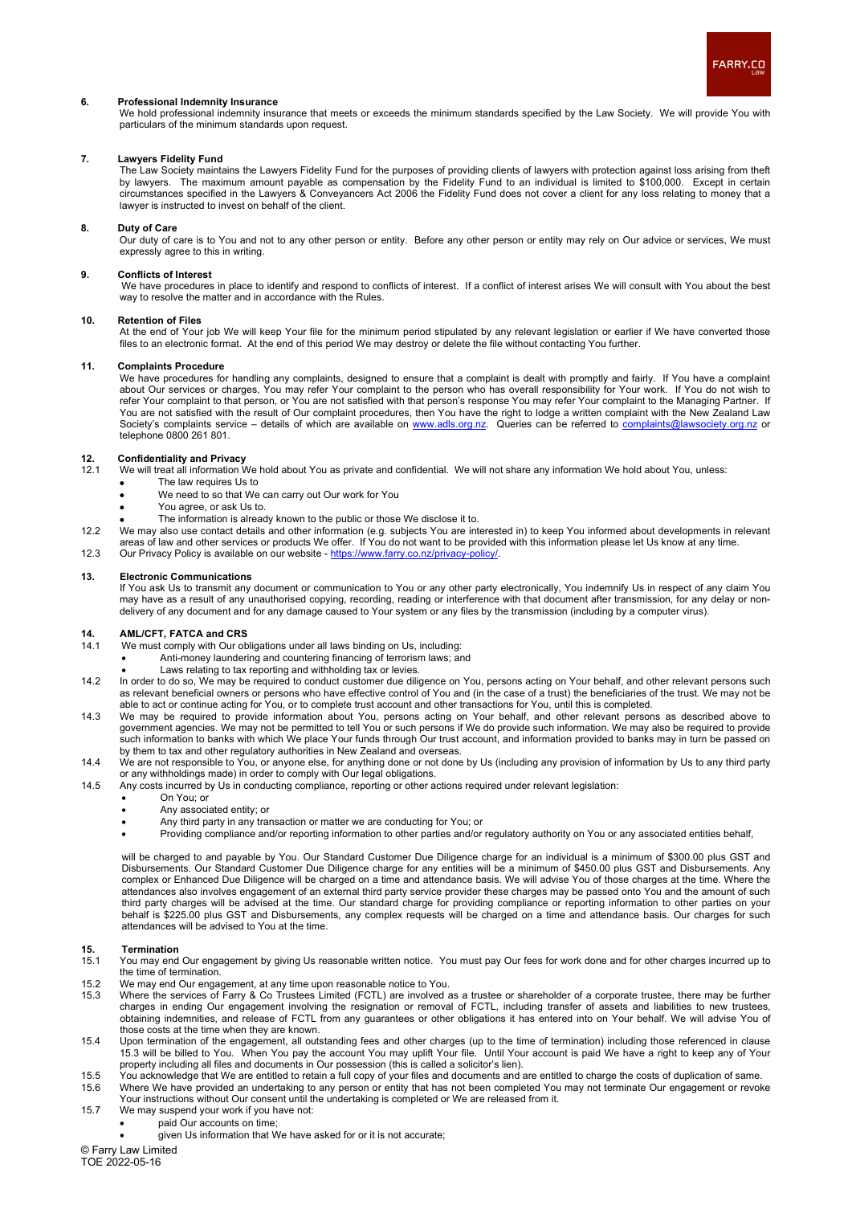### 6. Professional Indemnity Insurance

We hold professional indemnity insurance that meets or exceeds the minimum standards specified by the Law Society. We will provide You with particulars of the minimum standards upon request.

### 7. Lawyers Fidelity Fund

The Law Society maintains the Lawyers Fidelity Fund for the purposes of providing clients of lawyers with protection against loss arising from theft by lawyers. The maximum amount payable as compensation by the Fidelity Fund to an individual is limited to $100,000. Except in certain circumstances specified in the Lawyers & Conveyancers Act 2006 the Fidelity Fund does not cover a client for any loss relating to money that a lawyer is instructed to invest on behalf of the client.

### 8. Duty of Care

Our duty of care is to You and not to any other person or entity. Before any other person or entity may rely on Our advice or services, We must expressly agree to this in writing.

### 9. Conflicts of Interest

We have procedures in place to identify and respond to conflicts of interest. If a conflict of interest arises We will consult with You about the best way to resolve the matter and in accordance with the Rules.

### 10. Retention of Files

At the end of Your job We will keep Your file for the minimum period stipulated by any relevant legislation or earlier if We have converted those files to an electronic format. At the end of this period We may destroy or delete the file without contacting You further.

### 11. Complaints Procedure

We have procedures for handling any complaints, designed to ensure that a complaint is dealt with promptly and fairly. If You have a complaint about Our services or charges, You may refer Your complaint to the person who has overall responsibility for Your work. If You do not wish to refer Your complaint to that person, or You are not satisfied with that person's response You may refer Your complaint to the Managing Partner. If You are not satisfied with the result of Our complaint procedures, then You have the right to lodge a written complaint with the New Zealand Law Society's complaints service – details of which are available on [www.adls.org.nz](www.adls.org.nz). Queries can be referred to [complaints@lawsociety.org.nz](mailto:complaints@lawsociety.org.nz) or telephone 0800 261 801.

### 12. Confidentiality and Privacy

12.1 We will treat all information We hold about You as private and confidential. We will not share any information We hold about You, unless:

- The law requires Us to
- We need to so that We can carry out Our work for You
- You agree, or ask Us to.
- The information is already known to the public or those We disclose it to.

12.2 We may also use contact details and other information (e.g. subjects You are interested in) to keep You informed about developments in relevant areas of law and other services or products We offer. If You do not want to be provided with this information please let Us know at any time.

12.3 Our Privacy Policy is available on our website - [https://www.farry.co.nz/privacy-policy/](https://www.farry.co.nz/privacy-policy/).

### 13. Electronic Communications

If You ask Us to transmit any document or communication to You or any other party electronically, You indemnify Us in respect of any claim You may have as a result of any unauthorised copying, recording, reading or interference with that document after transmission, for any delay or non-delivery of any document and for any damage caused to Your system or any files by the transmission (including by a computer virus).

### 14. AML/CFT, FATCA and CRS

14.1 We must comply with Our obligations under all laws binding on Us, including:

- Anti-money laundering and countering financing of terrorism laws; and
- Laws relating to tax reporting and withholding tax or levies.

14.2 In order to do so, We may be required to conduct customer due diligence on You, persons acting on Your behalf, and other relevant persons such as relevant beneficial owners or persons who have effective control of You and (in the case of a trust) the beneficiaries of the trust. We may not be able to act or continue acting for You, or to complete trust account and other transactions for You, until this is completed.

14.3 We may be required to provide information about You, persons acting on Your behalf, and other relevant persons as described above to government agencies. We may not be permitted to tell You or such persons if We do provide such information. We may also be required to provide such information to banks with which We place Your funds through Our trust account, and information provided to banks may in turn be passed on by them to tax and other regulatory authorities in New Zealand and overseas.

14.4 We are not responsible to You, or anyone else, for anything done or not done by Us (including any provision of information by Us to any third party or any withholdings made) in order to comply with Our legal obligations.

14.5 Any costs incurred by Us in conducting compliance, reporting or other actions required under relevant legislation:

- On You; or
- Any associated entity; or
- Any third party in any transaction or matter we are conducting for You; or
- Providing compliance and/or reporting information to other parties and/or regulatory authority on You or any associated entities behalf,

will be charged to and payable by You. Our Standard Customer Due Diligence charge for an individual is a minimum of $300.00 plus GST and Disbursements. Our Standard Customer Due Diligence charge for any entities will be a minimum of $450.00 plus GST and Disbursements. Any complex or Enhanced Due Diligence will be charged on a time and attendance basis. We will advise You of those charges at the time. Where the attendances also involves engagement of an external third party service provider these charges may be passed onto You and the amount of such third party charges will be advised at the time. Our standard charge for providing compliance or reporting information to other parties on your behalf is $225.00 plus GST and Disbursements, any complex requests will be charged on a time and attendance basis. Our charges for such attendances will be advised to You at the time.

### 15. Termination

15.1 You may end Our engagement by giving Us reasonable written notice. You must pay Our fees for work done and for other charges incurred up to the time of termination.

15.2 We may end Our engagement, at any time upon reasonable notice to You.

15.3 Where the services of Farry & Co Trustees Limited (FCTL) are involved as a trustee or shareholder of a corporate trustee, there may be further charges in ending Our engagement involving the resignation or removal of FCTL, including transfer of assets and liabilities to new trustees, obtaining indemnities, and release of FCTL from any guarantees or other obligations it has entered into on Your behalf. We will advise You of those costs at the time when they are known.

15.4 Upon termination of the engagement, all outstanding fees and other charges (up to the time of termination) including those referenced in clause 15.3 will be billed to You. When You pay the account You may uplift Your file. Until Your account is paid We have a right to keep any of Your property including all files and documents in Our possession (this is called a solicitor's lien).

15.5 You acknowledge that We are entitled to retain a full copy of your files and documents and are entitled to charge the costs of duplication of same.

15.6 Where We have provided an undertaking to any person or entity that has not been completed You may not terminate Our engagement or revoke Your instructions without Our consent until the undertaking is completed or We are released from it.

15.7 We may suspend your work if you have not:

- paid Our accounts on time;
- given Us information that We have asked for or it is not accurate;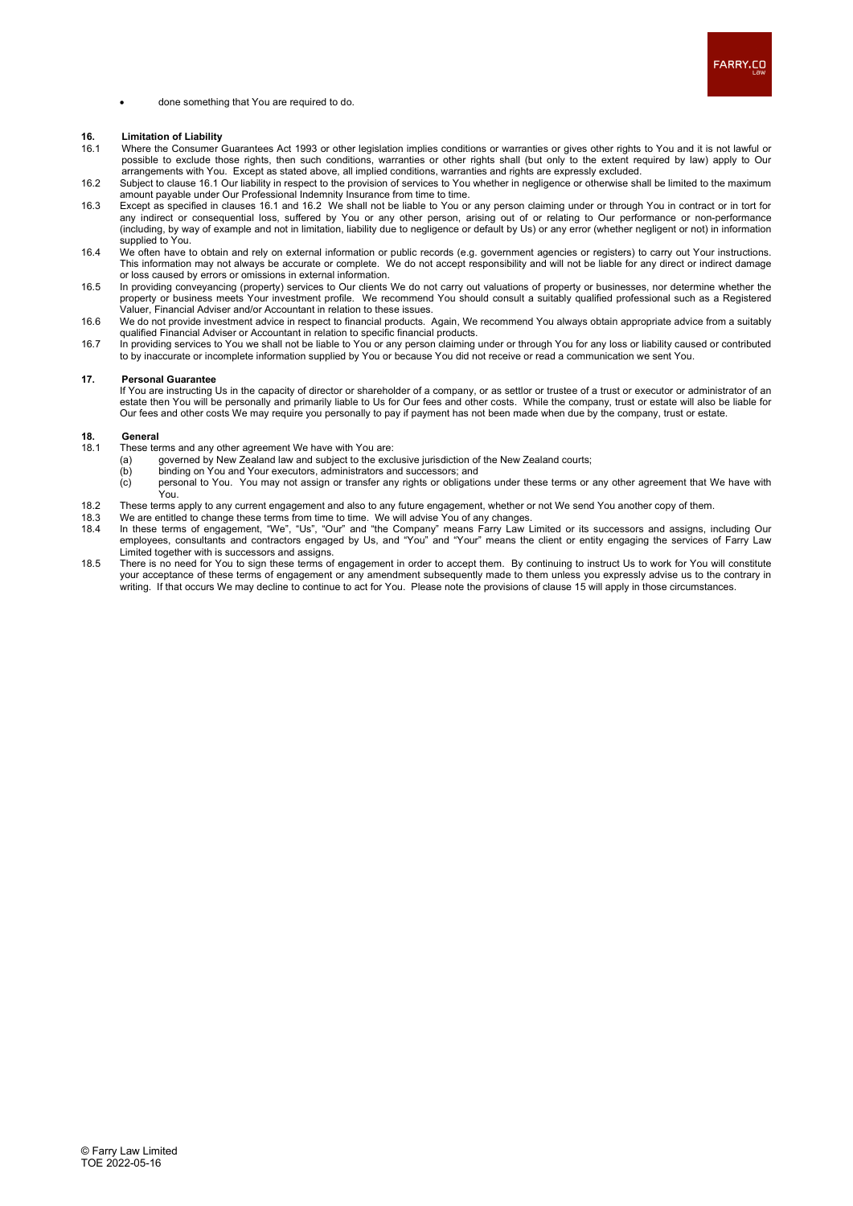- done something that You are required to do.

## 16. Limitation of Liability

16.1 Where the Consumer Guarantees Act 1993 or other legislation implies conditions or warranties or gives other rights to You and it is not lawful or possible to exclude those rights, then such conditions, warranties or other rights shall (but only to the extent required by law) apply to Our arrangements with You. Except as stated above, all implied conditions, warranties and rights are expressly excluded.

16.2 Subject to clause 16.1 Our liability in respect to the provision of services to You whether in negligence or otherwise shall be limited to the maximum amount payable under Our Professional Indemnity Insurance from time to time.

16.3 Except as specified in clauses 16.1 and 16.2 We shall not be liable to You or any person claiming under or through You in contract or in tort for any indirect or consequential loss, suffered by You or any other person, arising out of or relating to Our performance or non-performance (including, by way of example and not in limitation, liability due to negligence or default by Us) or any error (whether negligent or not) in information supplied to You.

16.4 We often have to obtain and rely on external information or public records (e.g. government agencies or registers) to carry out Your instructions. This information may not always be accurate or complete. We do not accept responsibility and will not be liable for any direct or indirect damage or loss caused by errors or omissions in external information.

16.5 In providing conveyancing (property) services to Our clients We do not carry out valuations of property or businesses, nor determine whether the property or business meets Your investment profile. We recommend You should consult a suitably qualified professional such as a Registered Valuer, Financial Adviser and/or Accountant in relation to these issues.

16.6 We do not provide investment advice in respect to financial products. Again, We recommend You always obtain appropriate advice from a suitably qualified Financial Adviser or Accountant in relation to specific financial products.

16.7 In providing services to You we shall not be liable to You or any person claiming under or through You for any loss or liability caused or contributed to by inaccurate or incomplete information supplied by You or because You did not receive or read a communication we sent You.

## 17. Personal Guarantee

If You are instructing Us in the capacity of director or shareholder of a company, or as settlor or trustee of a trust or executor or administrator of an estate then You will be personally and primarily liable to Us for Our fees and other costs. While the company, trust or estate will also be liable for Our fees and other costs We may require you personally to pay if payment has not been made when due by the company, trust or estate.

## 18. General

18.1 These terms and any other agreement We have with You are:

(a) governed by New Zealand law and subject to the exclusive jurisdiction of the New Zealand courts;

(b) binding on You and Your executors, administrators and successors; and

(c) personal to You. You may not assign or transfer any rights or obligations under these terms or any other agreement that We have with You.

18.2 These terms apply to any current engagement and also to any future engagement, whether or not We send You another copy of them.

18.3 We are entitled to change these terms from time to time. We will advise You of any changes.

18.4 In these terms of engagement, "We", "Us", "Our" and "the Company" means Farry Law Limited or its successors and assigns, including Our employees, consultants and contractors engaged by Us, and "You" and "Your" means the client or entity engaging the services of Farry Law Limited together with is successors and assigns.

18.5 There is no need for You to sign these terms of engagement in order to accept them. By continuing to instruct Us to work for You will constitute your acceptance of these terms of engagement or any amendment subsequently made to them unless you expressly advise us to the contrary in writing. If that occurs We may decline to continue to act for You. Please note the provisions of clause 15 will apply in those circumstances.